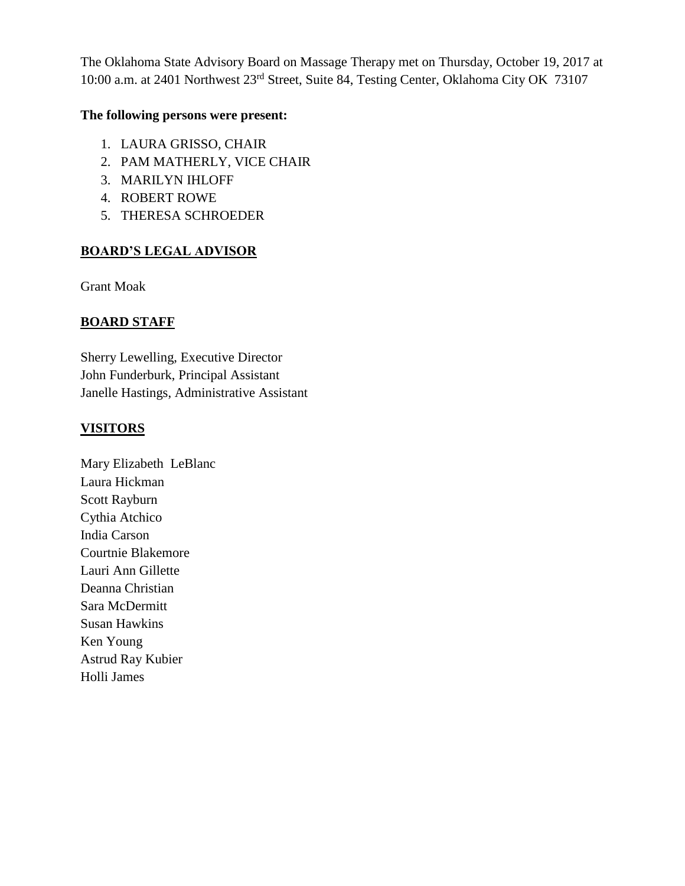The Oklahoma State Advisory Board on Massage Therapy met on Thursday, October 19, 2017 at 10:00 a.m. at 2401 Northwest 23rd Street, Suite 84, Testing Center, Oklahoma City OK 73107

**The following persons were present:**

1. LAURA GRISSO, CHAIR
2. PAM MATHERLY, VICE CHAIR
3. MARILYN IHLOFF
4. ROBERT ROWE
5. THERESA SCHROEDER

## BOARD'S LEGAL ADVISOR

Grant Moak

## BOARD STAFF

Sherry Lewelling, Executive Director
John Funderburk, Principal Assistant
Janelle Hastings, Administrative Assistant

## VISITORS

Mary Elizabeth LeBlanc
Laura Hickman
Scott Rayburn
Cythia Atchico
India Carson
Courtnie Blakemore
Lauri Ann Gillette
Deanna Christian
Sara McDermitt
Susan Hawkins
Ken Young
Astrud Ray Kubier
Holli James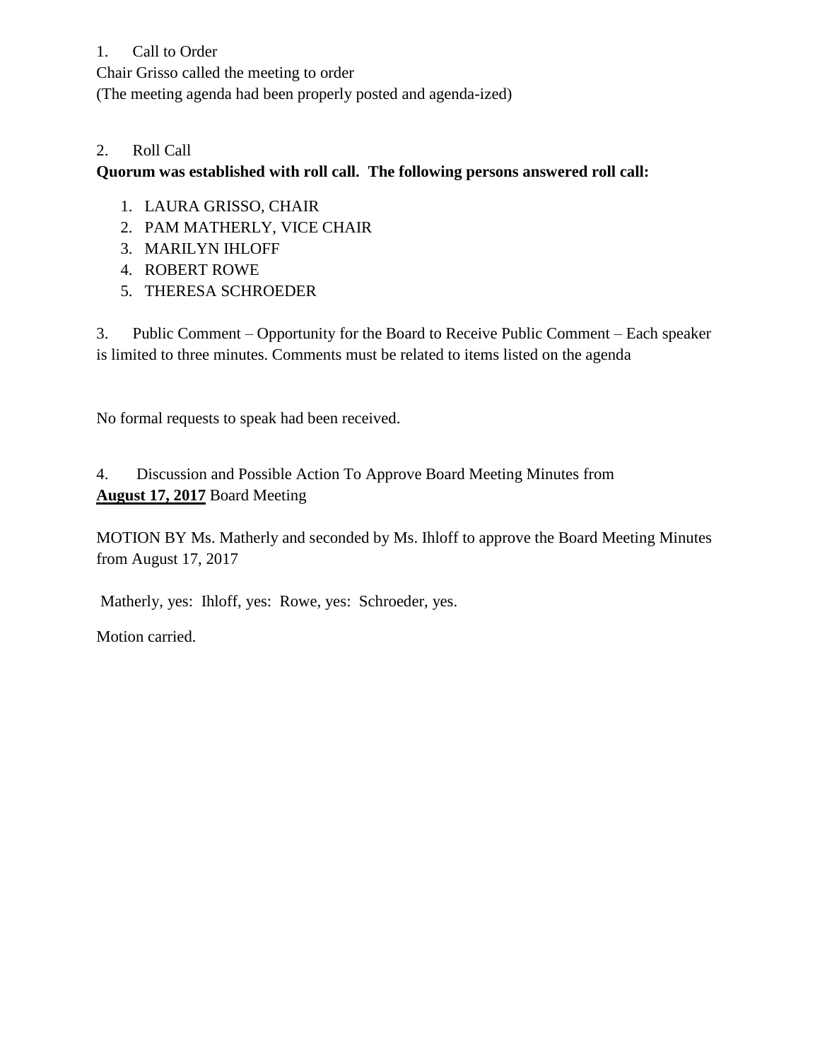1. Call to Order

Chair Grisso called the meeting to order

(The meeting agenda had been properly posted and agenda-ized)

2. Roll Call

**Quorum was established with roll call. The following persons answered roll call:**

1. LAURA GRISSO, CHAIR
2. PAM MATHERLY, VICE CHAIR
3. MARILYN IHLOFF
4. ROBERT ROWE
5. THERESA SCHROEDER

3. Public Comment – Opportunity for the Board to Receive Public Comment – Each speaker is limited to three minutes. Comments must be related to items listed on the agenda

No formal requests to speak had been received.

4. Discussion and Possible Action To Approve Board Meeting Minutes from **August 17, 2017** Board Meeting

MOTION BY Ms. Matherly and seconded by Ms. Ihloff to approve the Board Meeting Minutes from August 17, 2017

Matherly, yes: Ihloff, yes: Rowe, yes: Schroeder, yes.

Motion carried.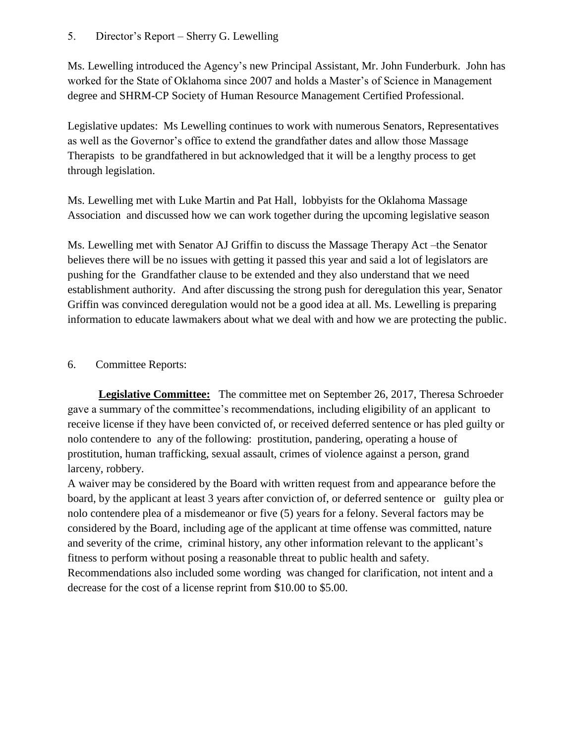5. Director's Report – Sherry G. Lewelling

Ms. Lewelling introduced the Agency's new Principal Assistant, Mr. John Funderburk. John has worked for the State of Oklahoma since 2007 and holds a Master's of Science in Management degree and SHRM-CP Society of Human Resource Management Certified Professional.

Legislative updates: Ms Lewelling continues to work with numerous Senators, Representatives as well as the Governor's office to extend the grandfather dates and allow those Massage Therapists to be grandfathered in but acknowledged that it will be a lengthy process to get through legislation.

Ms. Lewelling met with Luke Martin and Pat Hall, lobbyists for the Oklahoma Massage Association and discussed how we can work together during the upcoming legislative season

Ms. Lewelling met with Senator AJ Griffin to discuss the Massage Therapy Act –the Senator believes there will be no issues with getting it passed this year and said a lot of legislators are pushing for the Grandfather clause to be extended and they also understand that we need establishment authority. And after discussing the strong push for deregulation this year, Senator Griffin was convinced deregulation would not be a good idea at all. Ms. Lewelling is preparing information to educate lawmakers about what we deal with and how we are protecting the public.

6. Committee Reports:

**Legislative Committee:** The committee met on September 26, 2017, Theresa Schroeder gave a summary of the committee's recommendations, including eligibility of an applicant to receive license if they have been convicted of, or received deferred sentence or has pled guilty or nolo contendere to any of the following: prostitution, pandering, operating a house of prostitution, human trafficking, sexual assault, crimes of violence against a person, grand larceny, robbery.
A waiver may be considered by the Board with written request from and appearance before the board, by the applicant at least 3 years after conviction of, or deferred sentence or guilty plea or nolo contendere plea of a misdemeanor or five (5) years for a felony. Several factors may be considered by the Board, including age of the applicant at time offense was committed, nature and severity of the crime, criminal history, any other information relevant to the applicant's fitness to perform without posing a reasonable threat to public health and safety.
Recommendations also included some wording was changed for clarification, not intent and a decrease for the cost of a license reprint from $10.00 to $5.00.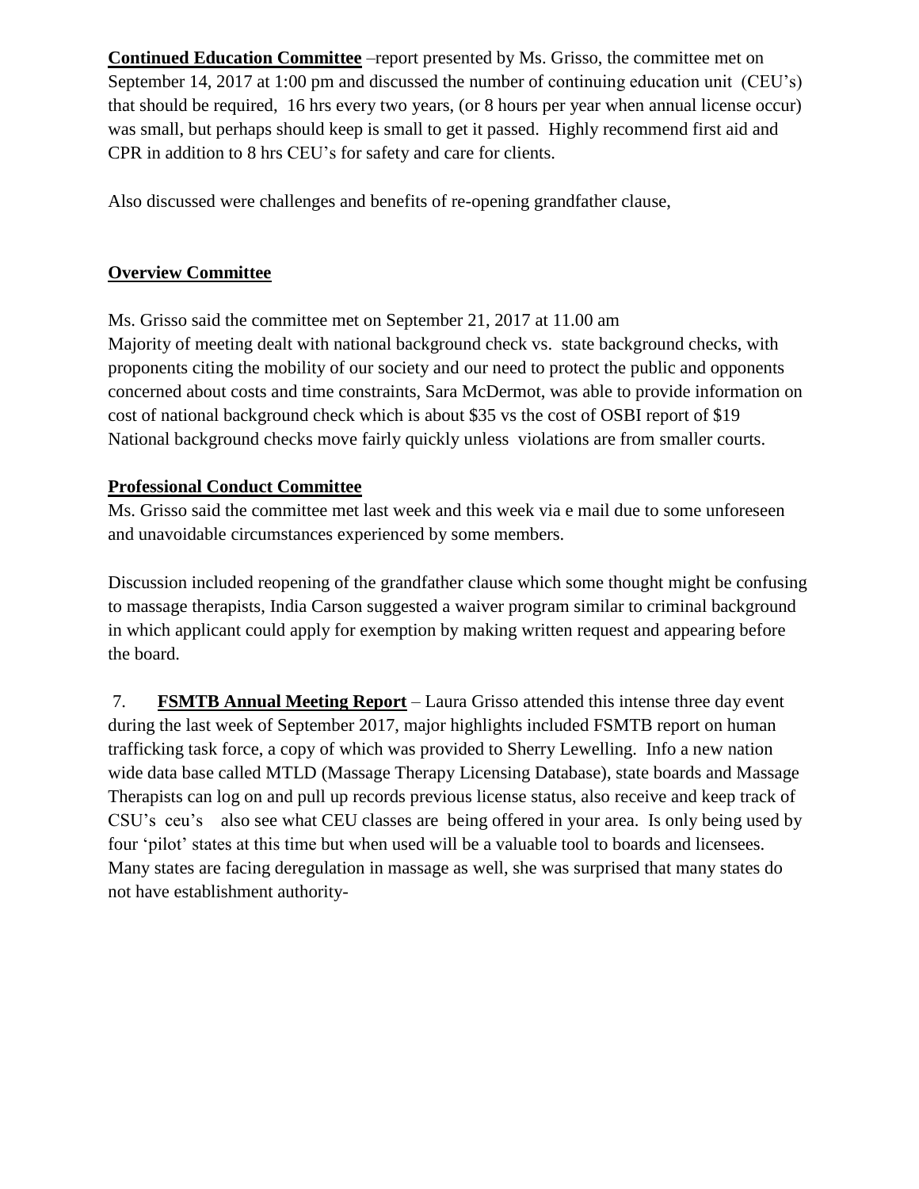**Continued Education Committee** –report presented by Ms. Grisso, the committee met on September 14, 2017 at 1:00 pm and discussed the number of continuing education unit (CEU's) that should be required, 16 hrs every two years, (or 8 hours per year when annual license occur) was small, but perhaps should keep is small to get it passed. Highly recommend first aid and CPR in addition to 8 hrs CEU's for safety and care for clients.

Also discussed were challenges and benefits of re-opening grandfather clause,

**Overview Committee**

Ms. Grisso said the committee met on September 21, 2017 at 11.00 am
Majority of meeting dealt with national background check vs. state background checks, with proponents citing the mobility of our society and our need to protect the public and opponents concerned about costs and time constraints, Sara McDermot, was able to provide information on cost of national background check which is about \$35 vs the cost of OSBI report of \$19 National background checks move fairly quickly unless violations are from smaller courts.

**Professional Conduct Committee**

Ms. Grisso said the committee met last week and this week via e mail due to some unforeseen and unavoidable circumstances experienced by some members.

Discussion included reopening of the grandfather clause which some thought might be confusing to massage therapists, India Carson suggested a waiver program similar to criminal background in which applicant could apply for exemption by making written request and appearing before the board.

7. **FSMTB Annual Meeting Report** – Laura Grisso attended this intense three day event during the last week of September 2017, major highlights included FSMTB report on human trafficking task force, a copy of which was provided to Sherry Lewelling. Info a new nation wide data base called MTLD (Massage Therapy Licensing Database), state boards and Massage Therapists can log on and pull up records previous license status, also receive and keep track of CSU's ceu's also see what CEU classes are being offered in your area. Is only being used by four 'pilot' states at this time but when used will be a valuable tool to boards and licensees. Many states are facing deregulation in massage as well, she was surprised that many states do not have establishment authority-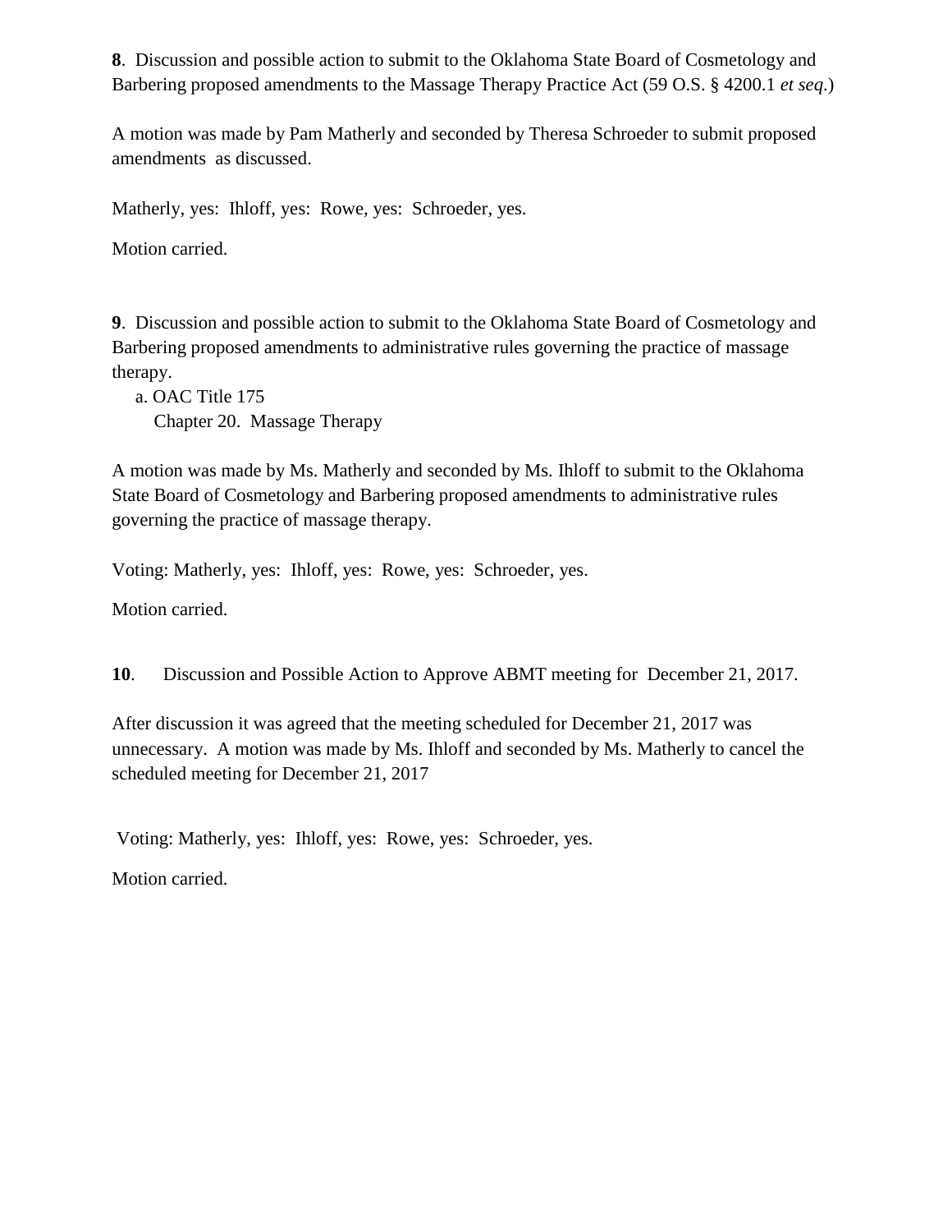**8**. Discussion and possible action to submit to the Oklahoma State Board of Cosmetology and Barbering proposed amendments to the Massage Therapy Practice Act (59 O.S. § 4200.1 *et seq*.)

A motion was made by Pam Matherly and seconded by Theresa Schroeder to submit proposed amendments as discussed.

Matherly, yes: Ihloff, yes: Rowe, yes: Schroeder, yes.

Motion carried.

**9**. Discussion and possible action to submit to the Oklahoma State Board of Cosmetology and Barbering proposed amendments to administrative rules governing the practice of massage therapy.

a. OAC Title 175
   Chapter 20. Massage Therapy

A motion was made by Ms. Matherly and seconded by Ms. Ihloff to submit to the Oklahoma State Board of Cosmetology and Barbering proposed amendments to administrative rules governing the practice of massage therapy.

Voting: Matherly, yes: Ihloff, yes: Rowe, yes: Schroeder, yes.

Motion carried.

**10**. Discussion and Possible Action to Approve ABMT meeting for December 21, 2017.

After discussion it was agreed that the meeting scheduled for December 21, 2017 was unnecessary. A motion was made by Ms. Ihloff and seconded by Ms. Matherly to cancel the scheduled meeting for December 21, 2017

Voting: Matherly, yes: Ihloff, yes: Rowe, yes: Schroeder, yes.

Motion carried.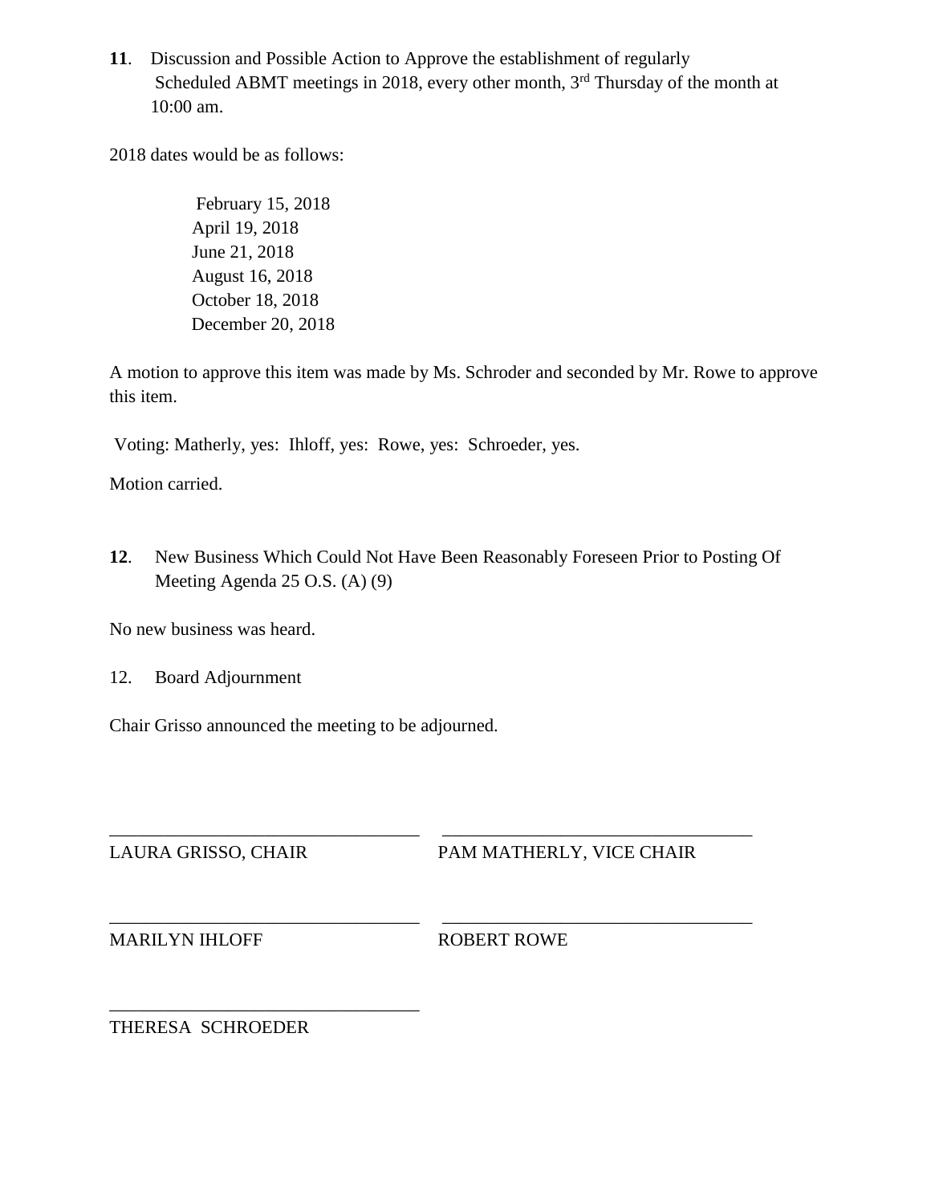**11**. Discussion and Possible Action to Approve the establishment of regularly Scheduled ABMT meetings in 2018, every other month, 3rd Thursday of the month at 10:00 am.

2018 dates would be as follows:

February 15, 2018
April 19, 2018
June 21, 2018
August 16, 2018
October 18, 2018
December 20, 2018

A motion to approve this item was made by Ms. Schroder and seconded by Mr. Rowe to approve this item.

Voting: Matherly, yes: Ihloff, yes: Rowe, yes: Schroeder, yes.

Motion carried.

**12**. New Business Which Could Not Have Been Reasonably Foreseen Prior to Posting Of Meeting Agenda 25 O.S. (A) (9)

No new business was heard.

12. Board Adjournment

Chair Grisso announced the meeting to be adjourned.

\_\_\_\_\_\_\_\_\_\_\_\_\_\_\_\_\_\_\_\_\_\_\_\_\_\_\_\_\_\_\_\_\_\_ \_\_\_\_\_\_\_\_\_\_\_\_\_\_\_\_\_\_\_\_\_\_\_\_\_\_\_\_\_\_\_\_\_\_

LAURA GRISSO, CHAIR PAM MATHERLY, VICE CHAIR

\_\_\_\_\_\_\_\_\_\_\_\_\_\_\_\_\_\_\_\_\_\_\_\_\_\_\_\_\_\_\_\_\_\_ \_\_\_\_\_\_\_\_\_\_\_\_\_\_\_\_\_\_\_\_\_\_\_\_\_\_\_\_\_\_\_\_\_\_

MARILYN IHLOFF ROBERT ROWE

\_\_\_\_\_\_\_\_\_\_\_\_\_\_\_\_\_\_\_\_\_\_\_\_\_\_\_\_\_\_\_\_\_\_

THERESA SCHROEDER